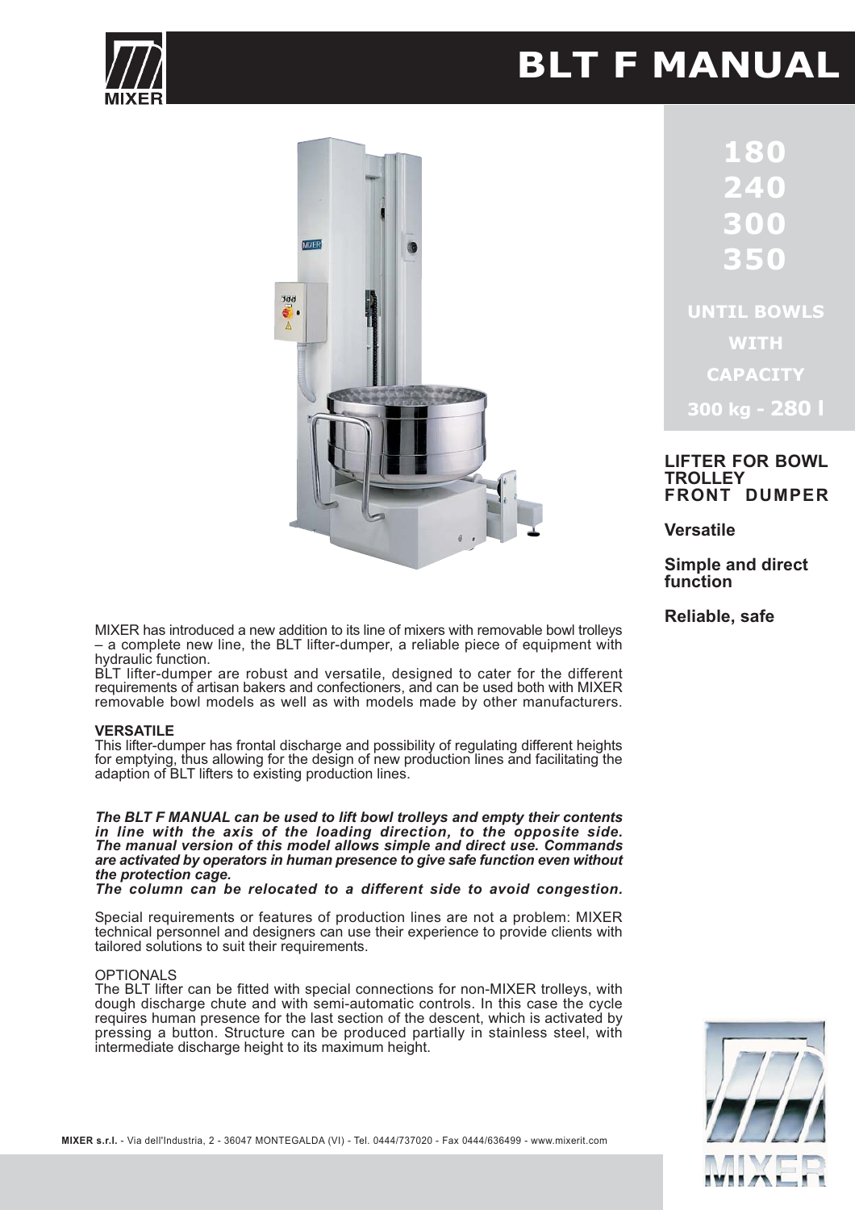# BLT F MANUAL

**180**
**240**
**300**
**350**

**UNTIL BOWLS WITH CAPACITY 300 kg - 280 l**

**LIFTER FOR BOWL TROLLEY FRONT DUMPER**

**Versatile**

**Simple and direct function**

**Reliable, safe**

MIXER has introduced a new addition to its line of mixers with removable bowl trolleys – a complete new line, the BLT lifter-dumper, a reliable piece of equipment with hydraulic function.
BLT lifter-dumper are robust and versatile, designed to cater for the different requirements of artisan bakers and confectioners, and can be used both with MIXER removable bowl models as well as with models made by other manufacturers.

**VERSATILE**
This lifter-dumper has frontal discharge and possibility of regulating different heights for emptying, thus allowing for the design of new production lines and facilitating the adaption of BLT lifters to existing production lines.

***The BLT F MANUAL can be used to lift bowl trolleys and empty their contents in line with the axis of the loading direction, to the opposite side. The manual version of this model allows simple and direct use. Commands are activated by operators in human presence to give safe function even without the protection cage.***
***The column can be relocated to a different side to avoid congestion.***

Special requirements or features of production lines are not a problem: MIXER technical personnel and designers can use their experience to provide clients with tailored solutions to suit their requirements.

OPTIONALS
The BLT lifter can be fitted with special connections for non-MIXER trolleys, with dough discharge chute and with semi-automatic controls. In this case the cycle requires human presence for the last section of the descent, which is activated by pressing a button. Structure can be produced partially in stainless steel, with intermediate discharge height to its maximum height.

**MIXER s.r.l.** - Via dell'Industria, 2 - 36047 MONTEGALDA (VI) - Tel. 0444/737020 - Fax 0444/636499 - www.mixerit.com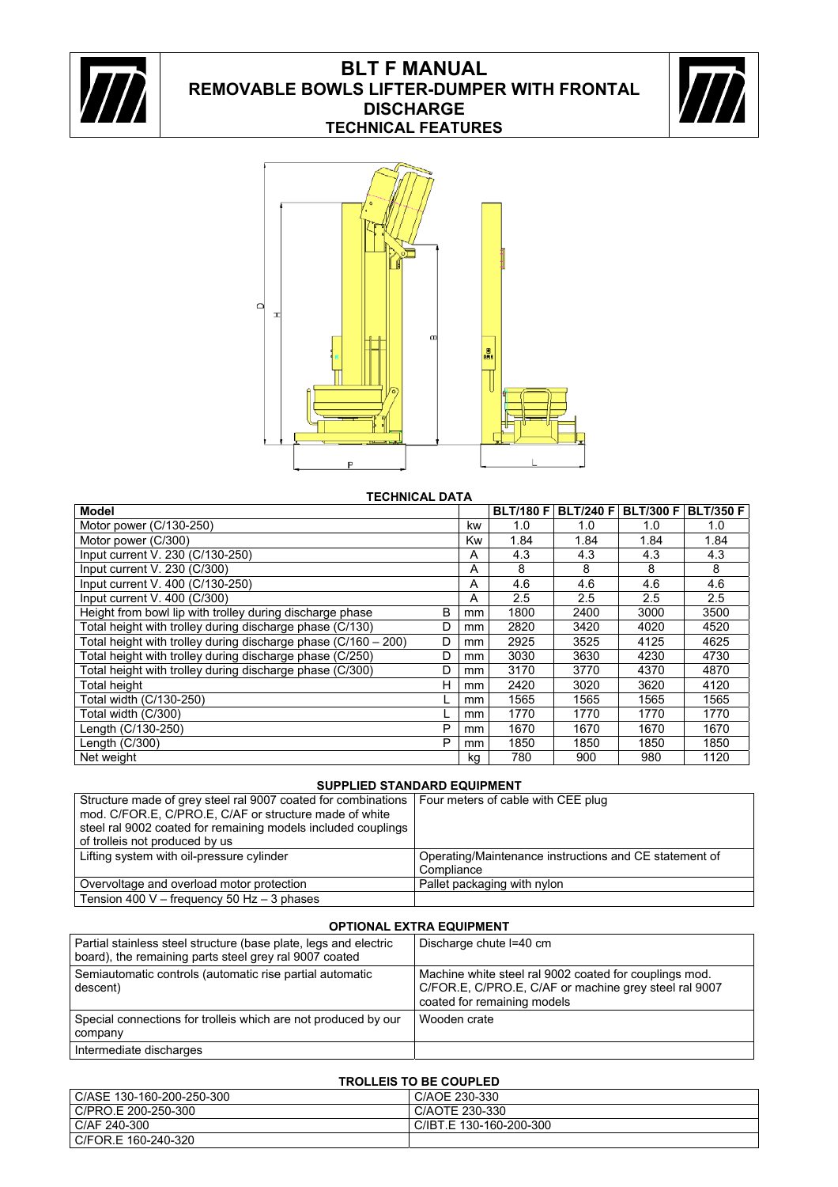# BLT F MANUAL
## REMOVABLE BOWLS LIFTER-DUMPER WITH FRONTAL DISCHARGE
## TECHNICAL FEATURES

D
H
B
P
L

### TECHNICAL DATA

| Model | | | BLT/180 F | BLT/240 F | BLT/300 F | BLT/350 F |
|---|---|---|---|---|---|---|
| Motor power (C/130-250) | | kw | 1.0 | 1.0 | 1.0 | 1.0 |
| Motor power (C/300) | | Kw | 1.84 | 1.84 | 1.84 | 1.84 |
| Input current V. 230 (C/130-250) | | A | 4.3 | 4.3 | 4.3 | 4.3 |
| Input current V. 230 (C/300) | | A | 8 | 8 | 8 | 8 |
| Input current V. 400 (C/130-250) | | A | 4.6 | 4.6 | 4.6 | 4.6 |
| Input current V. 400 (C/300) | | A | 2.5 | 2.5 | 2.5 | 2.5 |
| Height from bowl lip with trolley during discharge phase | B | mm | 1800 | 2400 | 3000 | 3500 |
| Total height with trolley during discharge phase (C/130) | D | mm | 2820 | 3420 | 4020 | 4520 |
| Total height with trolley during discharge phase (C/160 – 200) | D | mm | 2925 | 3525 | 4125 | 4625 |
| Total height with trolley during discharge phase (C/250) | D | mm | 3030 | 3630 | 4230 | 4730 |
| Total height with trolley during discharge phase (C/300) | D | mm | 3170 | 3770 | 4370 | 4870 |
| Total height | H | mm | 2420 | 3020 | 3620 | 4120 |
| Total width (C/130-250) | L | mm | 1565 | 1565 | 1565 | 1565 |
| Total width (C/300) | L | mm | 1770 | 1770 | 1770 | 1770 |
| Length (C/130-250) | P | mm | 1670 | 1670 | 1670 | 1670 |
| Length (C/300) | P | mm | 1850 | 1850 | 1850 | 1850 |
| Net weight | | kg | 780 | 900 | 980 | 1120 |

### SUPPLIED STANDARD EQUIPMENT

| | |
|---|---|
| Structure made of grey steel ral 9007 coated for combinations mod. C/FOR.E, C/PRO.E, C/AF or structure made of white steel ral 9002 coated for remaining models included couplings of trolleis not produced by us | Four meters of cable with CEE plug |
| Lifting system with oil-pressure cylinder | Operating/Maintenance instructions and CE statement of Compliance |
| Overvoltage and overload motor protection | Pallet packaging with nylon |
| Tension 400 V – frequency 50 Hz – 3 phases | |

### OPTIONAL EXTRA EQUIPMENT

| | |
|---|---|
| Partial stainless steel structure (base plate, legs and electric board), the remaining parts steel grey ral 9007 coated | Discharge chute l=40 cm |
| Semiautomatic controls (automatic rise partial automatic descent) | Machine white steel ral 9002 coated for couplings mod. C/FOR.E, C/PRO.E, C/AF or machine grey steel ral 9007 coated for remaining models |
| Special connections for trolleis which are not produced by our company | Wooden crate |
| Intermediate discharges | |

### TROLLEIS TO BE COUPLED

| | |
|---|---|
| C/ASE 130-160-200-250-300 | C/AOE 230-330 |
| C/PRO.E 200-250-300 | C/AOTE 230-330 |
| C/AF 240-300 | C/IBT.E 130-160-200-300 |
| C/FOR.E 160-240-320 | |